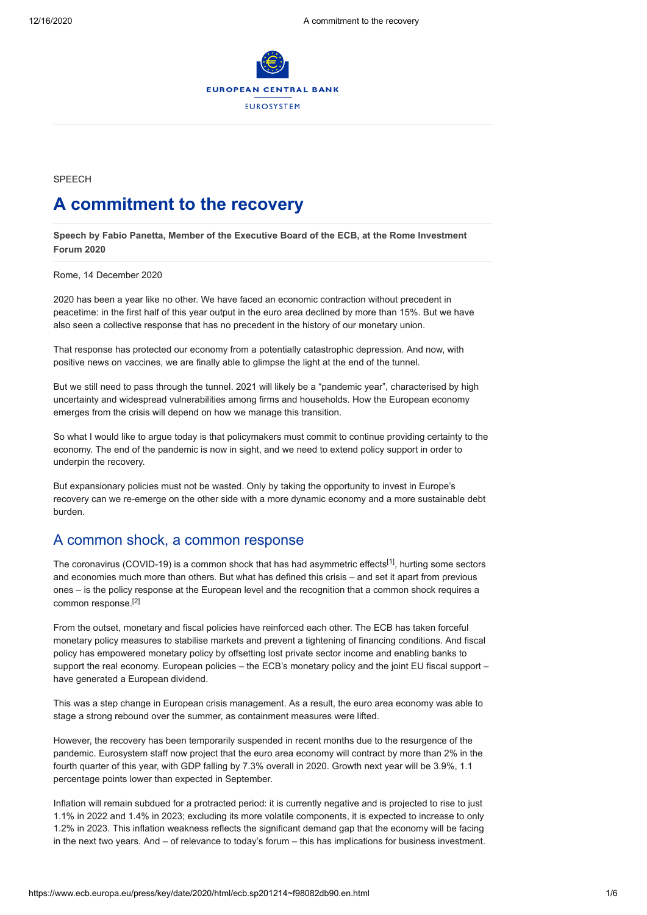SPEECH

# A commitment to the recovery

**Speech by Fabio Panetta, Member of the Executive Board of the ECB, at the Rome Investment Forum 2020**

Rome, 14 December 2020

2020 has been a year like no other. We have faced an economic contraction without precedent in peacetime: in the first half of this year output in the euro area declined by more than 15%. But we have also seen a collective response that has no precedent in the history of our monetary union.

That response has protected our economy from a potentially catastrophic depression. And now, with positive news on vaccines, we are finally able to glimpse the light at the end of the tunnel.

But we still need to pass through the tunnel. 2021 will likely be a "pandemic year", characterised by high uncertainty and widespread vulnerabilities among firms and households. How the European economy emerges from the crisis will depend on how we manage this transition.

So what I would like to argue today is that policymakers must commit to continue providing certainty to the economy. The end of the pandemic is now in sight, and we need to extend policy support in order to underpin the recovery.

But expansionary policies must not be wasted. Only by taking the opportunity to invest in Europe's recovery can we re-emerge on the other side with a more dynamic economy and a more sustainable debt burden.

## A common shock, a common response

The coronavirus (COVID-19) is a common shock that has had asymmetric effects[1], hurting some sectors and economies much more than others. But what has defined this crisis – and set it apart from previous ones – is the policy response at the European level and the recognition that a common shock requires a common response.[2]

From the outset, monetary and fiscal policies have reinforced each other. The ECB has taken forceful monetary policy measures to stabilise markets and prevent a tightening of financing conditions. And fiscal policy has empowered monetary policy by offsetting lost private sector income and enabling banks to support the real economy. European policies – the ECB's monetary policy and the joint EU fiscal support – have generated a European dividend.

This was a step change in European crisis management. As a result, the euro area economy was able to stage a strong rebound over the summer, as containment measures were lifted.

However, the recovery has been temporarily suspended in recent months due to the resurgence of the pandemic. Eurosystem staff now project that the euro area economy will contract by more than 2% in the fourth quarter of this year, with GDP falling by 7.3% overall in 2020. Growth next year will be 3.9%, 1.1 percentage points lower than expected in September.

Inflation will remain subdued for a protracted period: it is currently negative and is projected to rise to just 1.1% in 2022 and 1.4% in 2023; excluding its more volatile components, it is expected to increase to only 1.2% in 2023. This inflation weakness reflects the significant demand gap that the economy will be facing in the next two years. And – of relevance to today's forum – this has implications for business investment.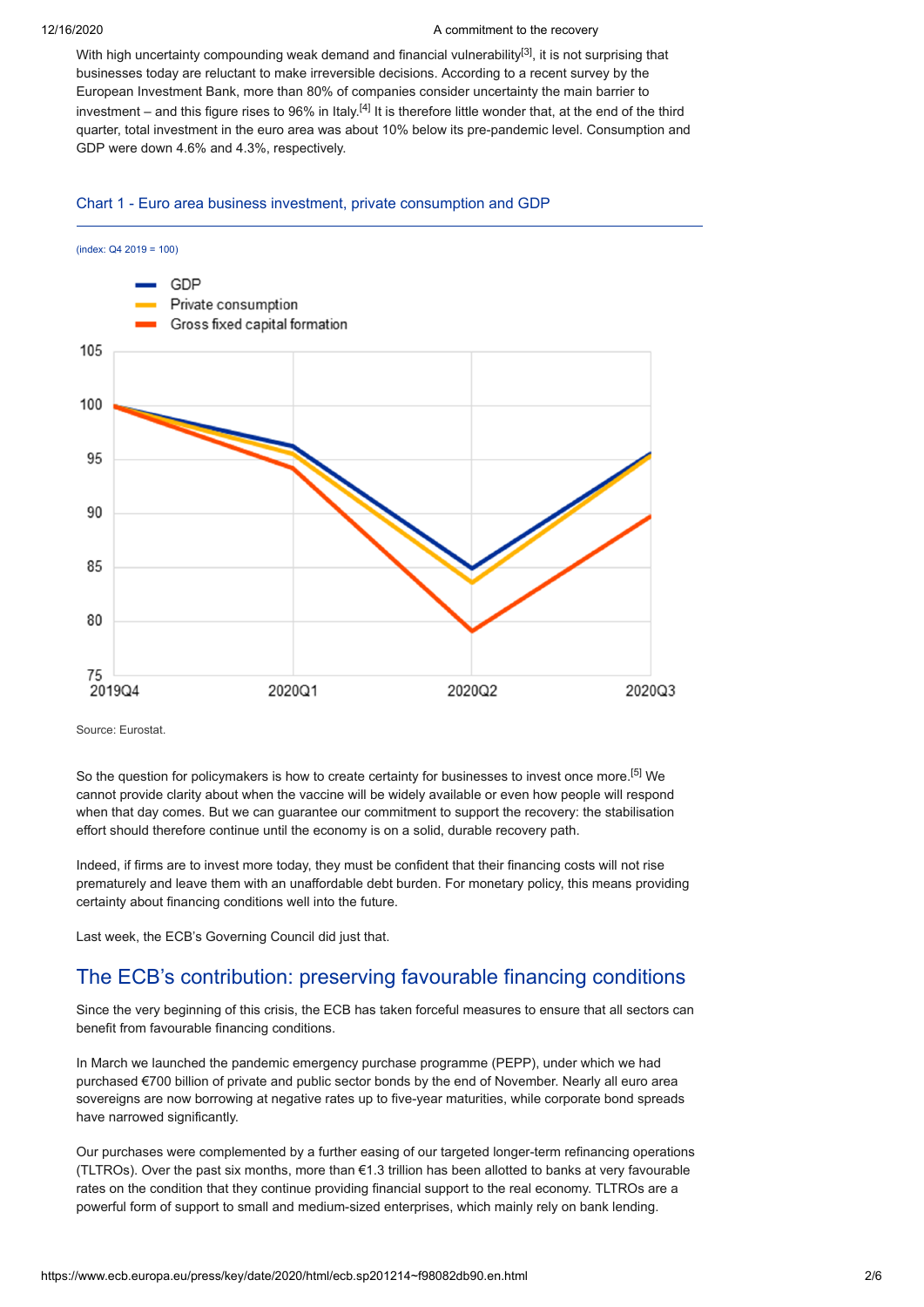With high uncertainty compounding weak demand and financial vulnerability[3], it is not surprising that businesses today are reluctant to make irreversible decisions. According to a recent survey by the European Investment Bank, more than 80% of companies consider uncertainty the main barrier to investment – and this figure rises to 96% in Italy.[4] It is therefore little wonder that, at the end of the third quarter, total investment in the euro area was about 10% below its pre-pandemic level. Consumption and GDP were down 4.6% and 4.3%, respectively.

### Chart 1 - Euro area business investment, private consumption and GDP

(index: Q4 2019 = 100)

Source: Eurostat.

So the question for policymakers is how to create certainty for businesses to invest once more.[5] We cannot provide clarity about when the vaccine will be widely available or even how people will respond when that day comes. But we can guarantee our commitment to support the recovery: the stabilisation effort should therefore continue until the economy is on a solid, durable recovery path.

Indeed, if firms are to invest more today, they must be confident that their financing costs will not rise prematurely and leave them with an unaffordable debt burden. For monetary policy, this means providing certainty about financing conditions well into the future.

Last week, the ECB's Governing Council did just that.

## The ECB's contribution: preserving favourable financing conditions

Since the very beginning of this crisis, the ECB has taken forceful measures to ensure that all sectors can benefit from favourable financing conditions.

In March we launched the pandemic emergency purchase programme (PEPP), under which we had purchased €700 billion of private and public sector bonds by the end of November. Nearly all euro area sovereigns are now borrowing at negative rates up to five-year maturities, while corporate bond spreads have narrowed significantly.

Our purchases were complemented by a further easing of our targeted longer-term refinancing operations (TLTROs). Over the past six months, more than €1.3 trillion has been allotted to banks at very favourable rates on the condition that they continue providing financial support to the real economy. TLTROs are a powerful form of support to small and medium-sized enterprises, which mainly rely on bank lending.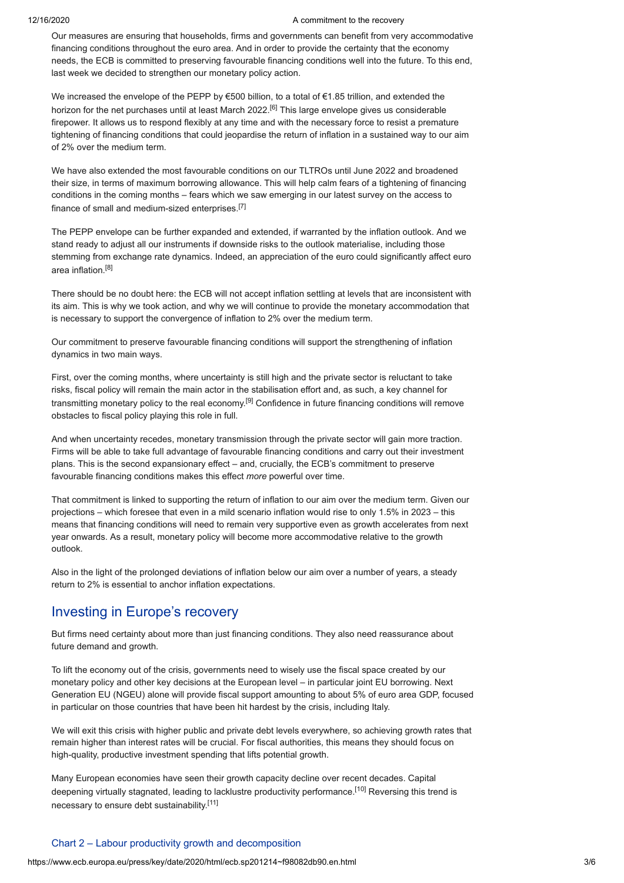Our measures are ensuring that households, firms and governments can benefit from very accommodative financing conditions throughout the euro area. And in order to provide the certainty that the economy needs, the ECB is committed to preserving favourable financing conditions well into the future. To this end, last week we decided to strengthen our monetary policy action.

We increased the envelope of the PEPP by €500 billion, to a total of €1.85 trillion, and extended the horizon for the net purchases until at least March 2022.[6] This large envelope gives us considerable firepower. It allows us to respond flexibly at any time and with the necessary force to resist a premature tightening of financing conditions that could jeopardise the return of inflation in a sustained way to our aim of 2% over the medium term.

We have also extended the most favourable conditions on our TLTROs until June 2022 and broadened their size, in terms of maximum borrowing allowance. This will help calm fears of a tightening of financing conditions in the coming months – fears which we saw emerging in our latest survey on the access to finance of small and medium-sized enterprises.[7]

The PEPP envelope can be further expanded and extended, if warranted by the inflation outlook. And we stand ready to adjust all our instruments if downside risks to the outlook materialise, including those stemming from exchange rate dynamics. Indeed, an appreciation of the euro could significantly affect euro area inflation.[8]

There should be no doubt here: the ECB will not accept inflation settling at levels that are inconsistent with its aim. This is why we took action, and why we will continue to provide the monetary accommodation that is necessary to support the convergence of inflation to 2% over the medium term.

Our commitment to preserve favourable financing conditions will support the strengthening of inflation dynamics in two main ways.

First, over the coming months, where uncertainty is still high and the private sector is reluctant to take risks, fiscal policy will remain the main actor in the stabilisation effort and, as such, a key channel for transmitting monetary policy to the real economy.[9] Confidence in future financing conditions will remove obstacles to fiscal policy playing this role in full.

And when uncertainty recedes, monetary transmission through the private sector will gain more traction. Firms will be able to take full advantage of favourable financing conditions and carry out their investment plans. This is the second expansionary effect – and, crucially, the ECB's commitment to preserve favourable financing conditions makes this effect *more* powerful over time.

That commitment is linked to supporting the return of inflation to our aim over the medium term. Given our projections – which foresee that even in a mild scenario inflation would rise to only 1.5% in 2023 – this means that financing conditions will need to remain very supportive even as growth accelerates from next year onwards. As a result, monetary policy will become more accommodative relative to the growth outlook.

Also in the light of the prolonged deviations of inflation below our aim over a number of years, a steady return to 2% is essential to anchor inflation expectations.

## Investing in Europe's recovery

But firms need certainty about more than just financing conditions. They also need reassurance about future demand and growth.

To lift the economy out of the crisis, governments need to wisely use the fiscal space created by our monetary policy and other key decisions at the European level – in particular joint EU borrowing. Next Generation EU (NGEU) alone will provide fiscal support amounting to about 5% of euro area GDP, focused in particular on those countries that have been hit hardest by the crisis, including Italy.

We will exit this crisis with higher public and private debt levels everywhere, so achieving growth rates that remain higher than interest rates will be crucial. For fiscal authorities, this means they should focus on high-quality, productive investment spending that lifts potential growth.

Many European economies have seen their growth capacity decline over recent decades. Capital deepening virtually stagnated, leading to lacklustre productivity performance.[10] Reversing this trend is necessary to ensure debt sustainability.[11]

### Chart 2 – Labour productivity growth and decomposition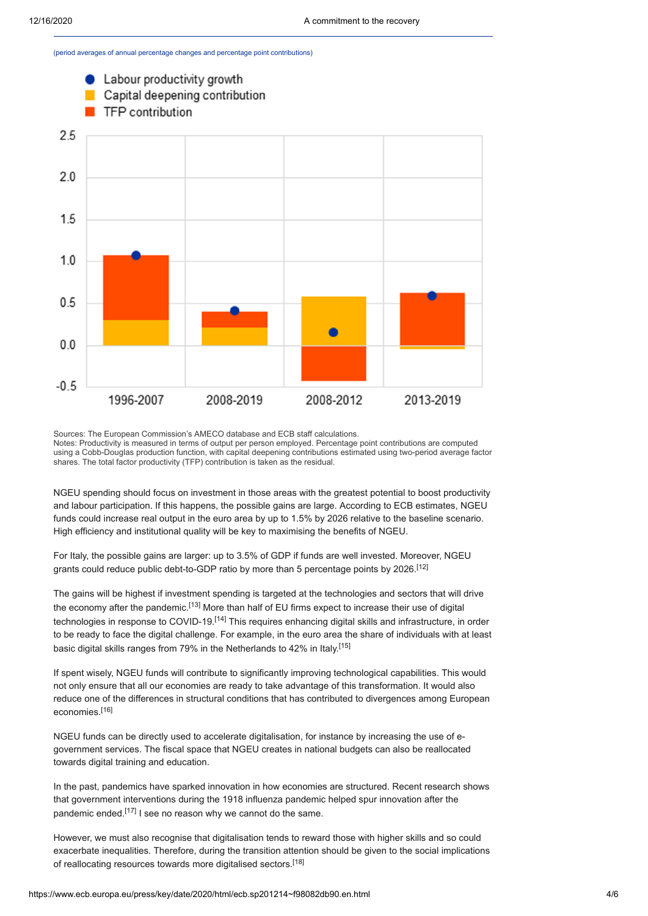(period averages of annual percentage changes and percentage point contributions)

Sources: The European Commission's AMECO database and ECB staff calculations.
Notes: Productivity is measured in terms of output per person employed. Percentage point contributions are computed using a Cobb-Douglas production function, with capital deepening contributions estimated using two-period average factor shares. The total factor productivity (TFP) contribution is taken as the residual.

NGEU spending should focus on investment in those areas with the greatest potential to boost productivity and labour participation. If this happens, the possible gains are large. According to ECB estimates, NGEU funds could increase real output in the euro area by up to 1.5% by 2026 relative to the baseline scenario. High efficiency and institutional quality will be key to maximising the benefits of NGEU.

For Italy, the possible gains are larger: up to 3.5% of GDP if funds are well invested. Moreover, NGEU grants could reduce public debt-to-GDP ratio by more than 5 percentage points by 2026.[12]

The gains will be highest if investment spending is targeted at the technologies and sectors that will drive the economy after the pandemic.[13] More than half of EU firms expect to increase their use of digital technologies in response to COVID-19.[14] This requires enhancing digital skills and infrastructure, in order to be ready to face the digital challenge. For example, in the euro area the share of individuals with at least basic digital skills ranges from 79% in the Netherlands to 42% in Italy.[15]

If spent wisely, NGEU funds will contribute to significantly improving technological capabilities. This would not only ensure that all our economies are ready to take advantage of this transformation. It would also reduce one of the differences in structural conditions that has contributed to divergences among European economies.[16]

NGEU funds can be directly used to accelerate digitalisation, for instance by increasing the use of e-government services. The fiscal space that NGEU creates in national budgets can also be reallocated towards digital training and education.

In the past, pandemics have sparked innovation in how economies are structured. Recent research shows that government interventions during the 1918 influenza pandemic helped spur innovation after the pandemic ended.[17] I see no reason why we cannot do the same.

However, we must also recognise that digitalisation tends to reward those with higher skills and so could exacerbate inequalities. Therefore, during the transition attention should be given to the social implications of reallocating resources towards more digitalised sectors.[18]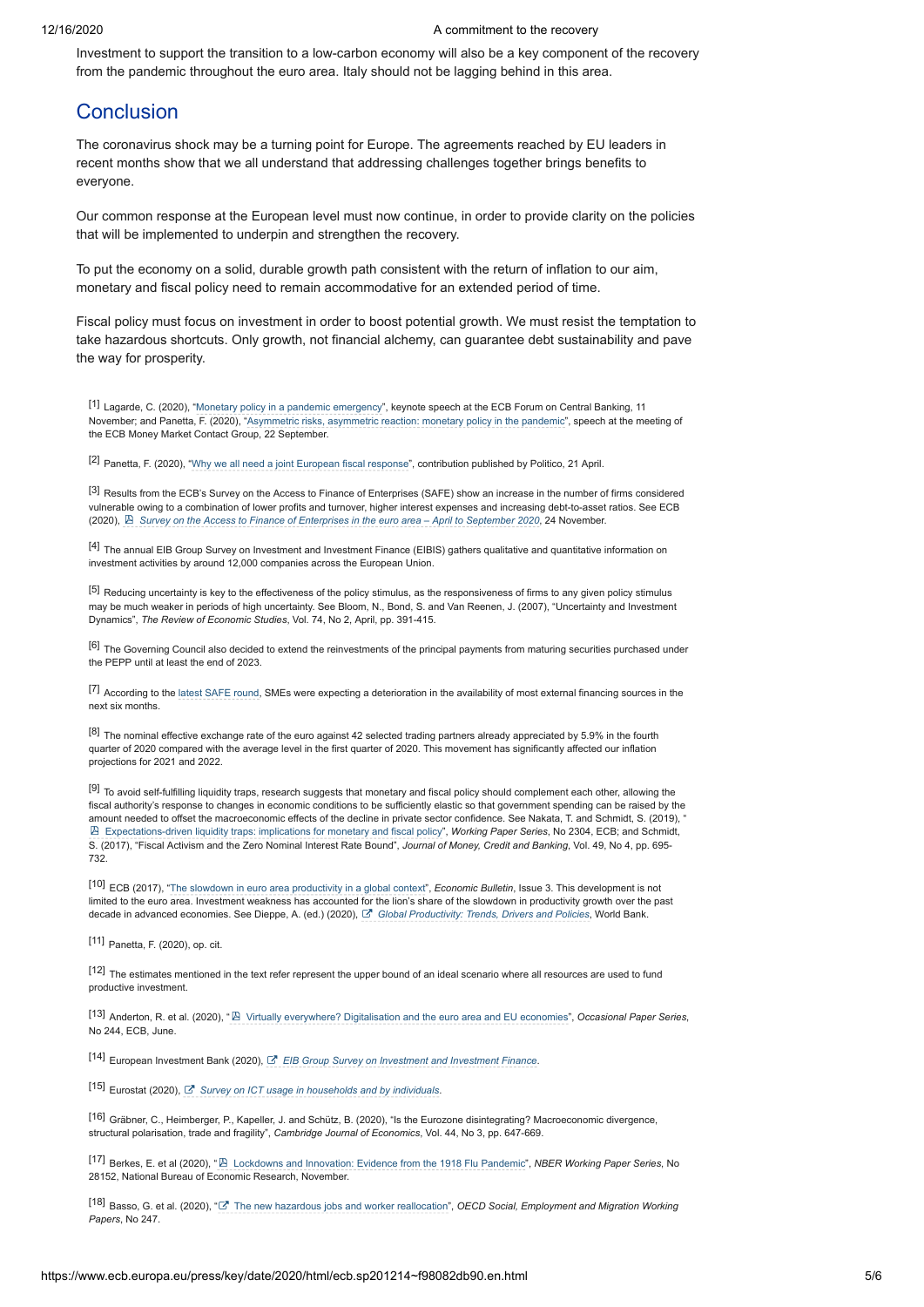Investment to support the transition to a low-carbon economy will also be a key component of the recovery from the pandemic throughout the euro area. Italy should not be lagging behind in this area.

## Conclusion

The coronavirus shock may be a turning point for Europe. The agreements reached by EU leaders in recent months show that we all understand that addressing challenges together brings benefits to everyone.

Our common response at the European level must now continue, in order to provide clarity on the policies that will be implemented to underpin and strengthen the recovery.

To put the economy on a solid, durable growth path consistent with the return of inflation to our aim, monetary and fiscal policy need to remain accommodative for an extended period of time.

Fiscal policy must focus on investment in order to boost potential growth. We must resist the temptation to take hazardous shortcuts. Only growth, not financial alchemy, can guarantee debt sustainability and pave the way for prosperity.

[1] Lagarde, C. (2020), "Monetary policy in a pandemic emergency", keynote speech at the ECB Forum on Central Banking, 11 November; and Panetta, F. (2020), "Asymmetric risks, asymmetric reaction: monetary policy in the pandemic", speech at the meeting of the ECB Money Market Contact Group, 22 September.

[2] Panetta, F. (2020), "Why we all need a joint European fiscal response", contribution published by Politico, 21 April.

[3] Results from the ECB's Survey on the Access to Finance of Enterprises (SAFE) show an increase in the number of firms considered vulnerable owing to a combination of lower profits and turnover, higher interest expenses and increasing debt-to-asset ratios. See ECB (2020), *Survey on the Access to Finance of Enterprises in the euro area – April to September 2020*, 24 November.

[4] The annual EIB Group Survey on Investment and Investment Finance (EIBIS) gathers qualitative and quantitative information on investment activities by around 12,000 companies across the European Union.

[5] Reducing uncertainty is key to the effectiveness of the policy stimulus, as the responsiveness of firms to any given policy stimulus may be much weaker in periods of high uncertainty. See Bloom, N., Bond, S. and Van Reenen, J. (2007), "Uncertainty and Investment Dynamics", *The Review of Economic Studies*, Vol. 74, No 2, April, pp. 391-415.

[6] The Governing Council also decided to extend the reinvestments of the principal payments from maturing securities purchased under the PEPP until at least the end of 2023.

[7] According to the latest SAFE round, SMEs were expecting a deterioration in the availability of most external financing sources in the next six months.

[8] The nominal effective exchange rate of the euro against 42 selected trading partners already appreciated by 5.9% in the fourth quarter of 2020 compared with the average level in the first quarter of 2020. This movement has significantly affected our inflation projections for 2021 and 2022.

[9] To avoid self-fulfilling liquidity traps, research suggests that monetary and fiscal policy should complement each other, allowing the fiscal authority's response to changes in economic conditions to be sufficiently elastic so that government spending can be raised by the amount needed to offset the macroeconomic effects of the decline in private sector confidence. See Nakata, T. and Schmidt, S. (2019), "Expectations-driven liquidity traps: implications for monetary and fiscal policy", *Working Paper Series*, No 2304, ECB; and Schmidt, S. (2017), "Fiscal Activism and the Zero Nominal Interest Rate Bound", *Journal of Money, Credit and Banking*, Vol. 49, No 4, pp. 695-732.

[10] ECB (2017), "The slowdown in euro area productivity in a global context", *Economic Bulletin*, Issue 3. This development is not limited to the euro area. Investment weakness has accounted for the lion's share of the slowdown in productivity growth over the past decade in advanced economies. See Dieppe, A. (ed.) (2020), *Global Productivity: Trends, Drivers and Policies*, World Bank.

[11] Panetta, F. (2020), op. cit.

[12] The estimates mentioned in the text refer represent the upper bound of an ideal scenario where all resources are used to fund productive investment.

[13] Anderton, R. et al. (2020), "Virtually everywhere? Digitalisation and the euro area and EU economies", *Occasional Paper Series*, No 244, ECB, June.

[14] European Investment Bank (2020), *EIB Group Survey on Investment and Investment Finance*.

[15] Eurostat (2020), *Survey on ICT usage in households and by individuals*.

[16] Gräbner, C., Heimberger, P., Kapeller, J. and Schütz, B. (2020), "Is the Eurozone disintegrating? Macroeconomic divergence, structural polarisation, trade and fragility", *Cambridge Journal of Economics*, Vol. 44, No 3, pp. 647-669.

[17] Berkes, E. et al (2020), "Lockdowns and Innovation: Evidence from the 1918 Flu Pandemic", *NBER Working Paper Series*, No 28152, National Bureau of Economic Research, November.

[18] Basso, G. et al. (2020), "The new hazardous jobs and worker reallocation", *OECD Social, Employment and Migration Working Papers*, No 247.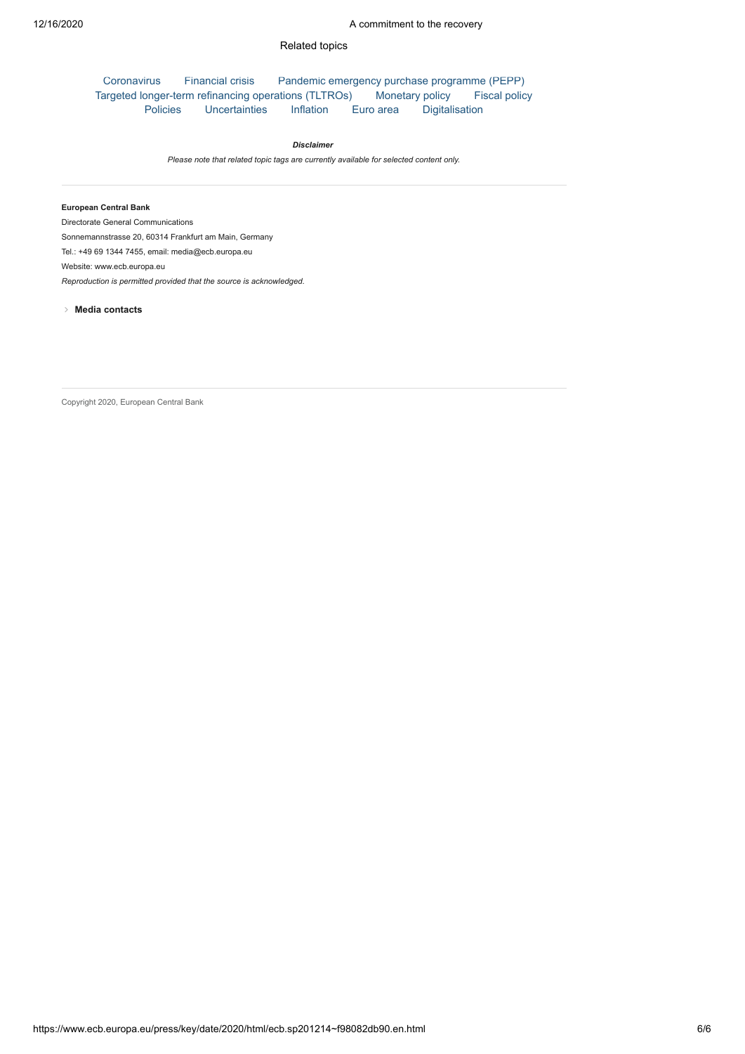Related topics

Coronavirus Financial crisis Pandemic emergency purchase programme (PEPP) Targeted longer-term refinancing operations (TLTROs) Monetary policy Fiscal policy Policies Uncertainties Inflation Euro area Digitalisation

***Disclaimer***

*Please note that related topic tags are currently available for selected content only.*

---

**European Central Bank**

Directorate General Communications

Sonnemannstrasse 20, 60314 Frankfurt am Main, Germany

Tel.: +49 69 1344 7455, email: media@ecb.europa.eu

Website: www.ecb.europa.eu

*Reproduction is permitted provided that the source is acknowledged.*

**Media contacts**

---

Copyright 2020, European Central Bank